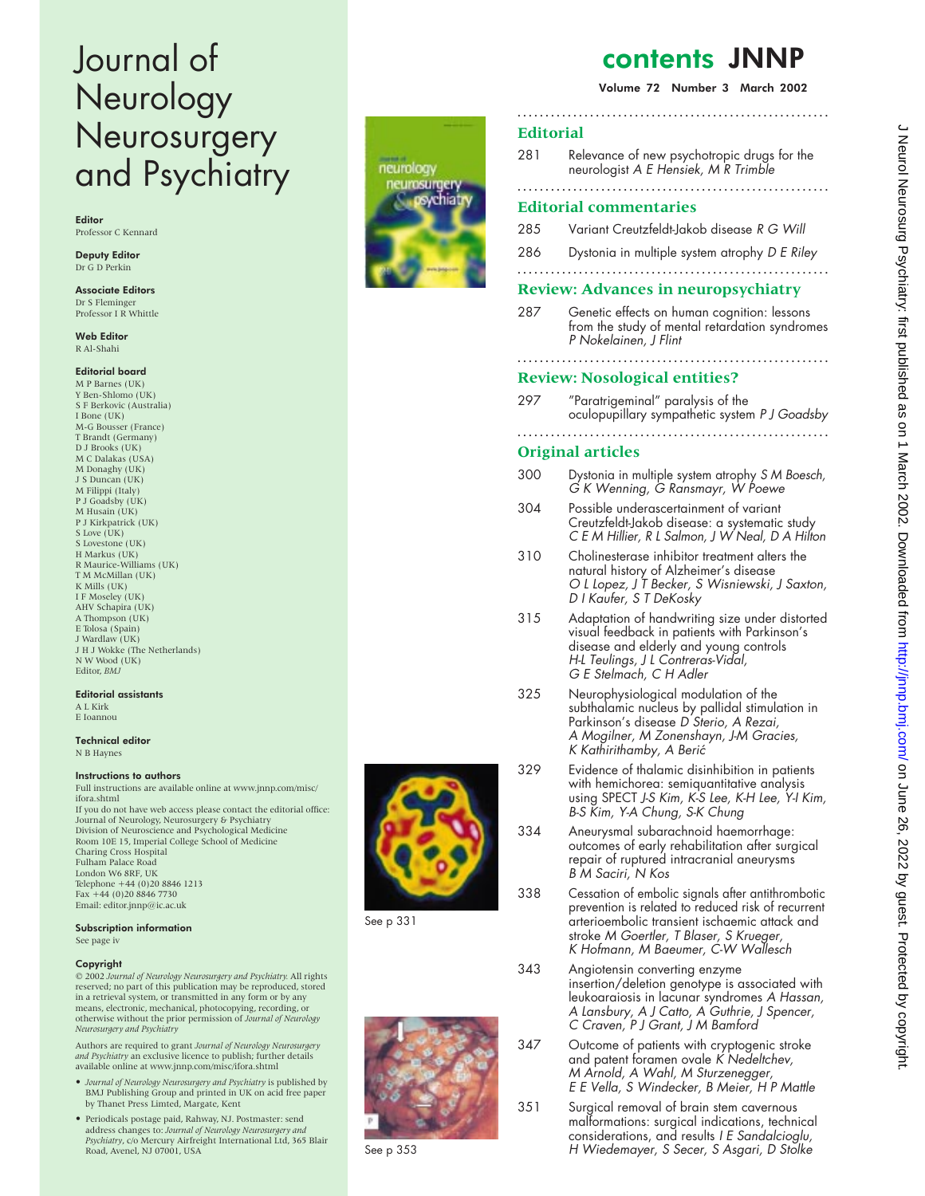# Journal of Neurology Neurosurgery and Psychiatry

**Editor**
Professor C Kennard

**Deputy Editor**
Dr G D Perkin

**Associate Editors**
Dr S Fleminger
Professor I R Whittle

**Web Editor**
R Al-Shahi

**Editorial board**
M P Barnes (UK)
Y Ben-Shlomo (UK)
S F Berkovic (Australia)
I Bone (UK)
M-G Bousser (France)
T Brandt (Germany)
D J Brooks (UK)
M C Dalakas (USA)
M Donaghy (UK)
J S Duncan (UK)
M Filippi (Italy)
P J Goadsby (UK)
M Husain (UK)
P J Kirkpatrick (UK)
S Love (UK)
S Lovestone (UK)
H Markus (UK)
R Maurice-Williams (UK)
T M McMillan (UK)
K Mills (UK)
I F Moseley (UK)
AHV Schapira (UK)
A Thompson (UK)
E Tolosa (Spain)
J Wardlaw (UK)
J H J Wokke (The Netherlands)
N W Wood (UK)
Editor, *BMJ*

**Editorial assistants**
A L Kirk
E Ioannou

**Technical editor**
N B Haynes

**Instructions to authors**
Full instructions are available online at www.jnnp.com/misc/ifora.shtml
If you do not have web access please contact the editorial office:
Journal of Neurology, Neurosurgery & Psychiatry
Division of Neuroscience and Psychological Medicine
Room 10E 15, Imperial College School of Medicine
Charing Cross Hospital
Fulham Palace Road
London W6 8RF, UK
Telephone +44 (0)20 8846 1213
Fax +44 (0)20 8846 7730
Email: editor.jnnp@ic.ac.uk

**Subscription information**
See page iv

**Copyright**
© 2002 *Journal of Neurology Neurosurgery and Psychiatry.* All rights reserved; no part of this publication may be reproduced, stored in a retrieval system, or transmitted in any form or by any means, electronic, mechanical, photocopying, recording, or otherwise without the prior permission of *Journal of Neurology Neurosurgery and Psychiatry*

Authors are required to grant *Journal of Neurology Neurosurgery and Psychiatry* an exclusive licence to publish; further details available online at www.jnnp.com/misc/ifora.shtml

- *Journal of Neurology Neurosurgery and Psychiatry* is published by BMJ Publishing Group and printed in UK on acid free paper by Thanet Press Limted, Margate, Kent
- Periodicals postage paid, Rahway, NJ. Postmaster: send address changes to: *Journal of Neurology Neurosurgery and Psychiatry*, c/o Mercury Airfreight International Ltd, 365 Blair Road, Avenel, NJ 07001, USA

# contents JNNP

**Volume 72 Number 3 March 2002**

## Editorial

281 Relevance of new psychotropic drugs for the neurologist *A E Hensiek, M R Trimble*

## Editorial commentaries

285 Variant Creutzfeldt-Jakob disease *R G Will*

286 Dystonia in multiple system atrophy *D E Riley*

## Review: Advances in neuropsychiatry

287 Genetic effects on human cognition: lessons from the study of mental retardation syndromes *P Nokelainen, J Flint*

## Review: Nosological entities?

297 "Paratrigeminal" paralysis of the oculopupillary sympathetic system *P J Goadsby*

## Original articles

300 Dystonia in multiple system atrophy *S M Boesch, G K Wenning, G Ransmayr, W Poewe*

304 Possible underascertainment of variant Creutzfeldt-Jakob disease: a systematic study *C E M Hillier, R L Salmon, J W Neal, D A Hilton*

310 Cholinesterase inhibitor treatment alters the natural history of Alzheimer's disease *O L Lopez, J T Becker, S Wisniewski, J Saxton, D I Kaufer, S T DeKosky*

315 Adaptation of handwriting size under distorted visual feedback in patients with Parkinson's disease and elderly and young controls *H-L Teulings, J L Contreras-Vidal, G E Stelmach, C H Adler*

325 Neurophysiological modulation of the subthalamic nucleus by pallidal stimulation in Parkinson's disease *D Sterio, A Rezai, A Mogilner, M Zonenshayn, J-M Gracies, K Kathirithamby, A Berić*

329 Evidence of thalamic disinhibition in patients with hemichorea: semiquantitative analysis using SPECT *J-S Kim, K-S Lee, K-H Lee, Y-I Kim, B-S Kim, Y-A Chung, S-K Chung*

334 Aneurysmal subarachnoid haemorrhage: outcomes of early rehabilitation after surgical repair of ruptured intracranial aneurysms *B M Saciri, N Kos*

338 Cessation of embolic signals after antithrombotic prevention is related to reduced risk of recurrent arterioembolic transient ischaemic attack and stroke *M Goertler, T Blaser, S Krueger, K Hofmann, M Baeumer, C-W Wallesch*

343 Angiotensin converting enzyme insertion/deletion genotype is associated with leukoaraiosis in lacunar syndromes *A Hassan, A Lansbury, A J Catto, A Guthrie, J Spencer, C Craven, P J Grant, J M Bamford*

347 Outcome of patients with cryptogenic stroke and patent foramen ovale *K Nedeltchev, M Arnold, A Wahl, M Sturzenegger, E E Vella, S Windecker, B Meier, H P Mattle*

351 Surgical removal of brain stem cavernous malformations: surgical indications, technical considerations, and results *I E Sandalcioglu, H Wiedemayer, S Secer, S Asgari, D Stolke*

See p 331

See p 353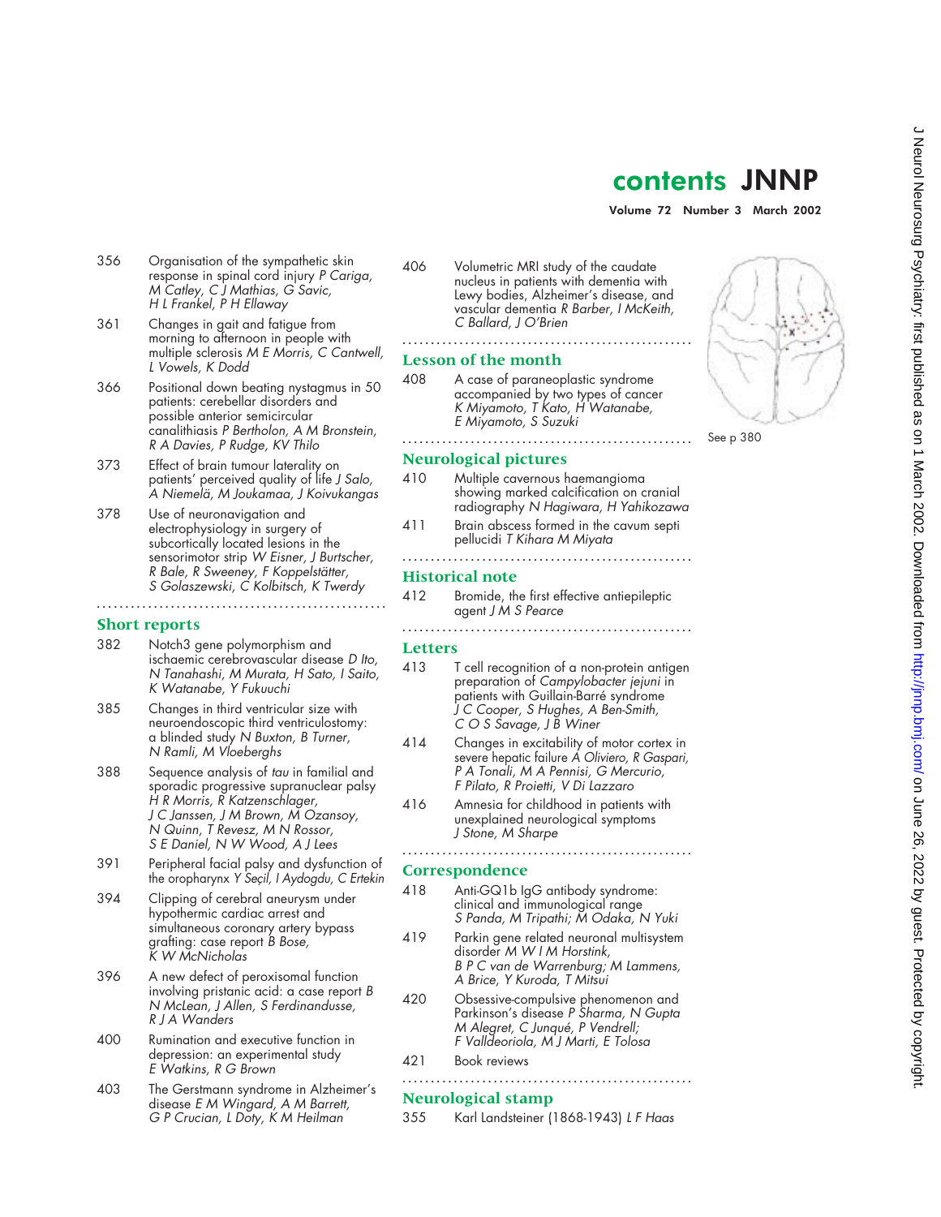# contents JNNP

**Volume 72 Number 3 March 2002**

356 Organisation of the sympathetic skin response in spinal cord injury *P Cariga, M Catley, C J Mathias, G Savic, H L Frankel, P H Ellaway*

361 Changes in gait and fatigue from morning to afternoon in people with multiple sclerosis *M E Morris, C Cantwell, L Vowels, K Dodd*

366 Positional down beating nystagmus in 50 patients: cerebellar disorders and possible anterior semicircular canalithiasis *P Bertholon, A M Bronstein, R A Davies, P Rudge, KV Thilo*

373 Effect of brain tumour laterality on patients' perceived quality of life *J Salo, A Niemelä, M Joukamaa, J Koivukangas*

378 Use of neuronavigation and electrophysiology in surgery of subcortically located lesions in the sensorimotor strip *W Eisner, J Burtscher, R Bale, R Sweeney, F Koppelstätter, S Golaszewski, C Kolbitsch, K Twerdy*

## Short reports

382 Notch3 gene polymorphism and ischaemic cerebrovascular disease *D Ito, N Tanahashi, M Murata, H Sato, I Saito, K Watanabe, Y Fukuuchi*

385 Changes in third ventricular size with neuroendoscopic third ventriculostomy: a blinded study *N Buxton, B Turner, N Ramli, M Vloeberghs*

388 Sequence analysis of *tau* in familial and sporadic progressive supranuclear palsy *H R Morris, R Katzenschlager, J C Janssen, J M Brown, M Ozansoy, N Quinn, T Revesz, M N Rossor, S E Daniel, N W Wood, A J Lees*

391 Peripheral facial palsy and dysfunction of the oropharynx *Y Seçil, I Aydogdu, C Ertekin*

394 Clipping of cerebral aneurysm under hypothermic cardiac arrest and simultaneous coronary artery bypass grafting: case report *B Bose, K W McNicholas*

396 A new defect of peroxisomal function involving pristanic acid: a case report *B N McLean, J Allen, S Ferdinandusse, R J A Wanders*

400 Rumination and executive function in depression: an experimental study *E Watkins, R G Brown*

403 The Gerstmann syndrome in Alzheimer's disease *E M Wingard, A M Barrett, G P Crucian, L Doty, K M Heilman*

406 Volumetric MRI study of the caudate nucleus in patients with dementia with Lewy bodies, Alzheimer's disease, and vascular dementia *R Barber, I McKeith, C Ballard, J O'Brien*

## Lesson of the month

408 A case of paraneoplastic syndrome accompanied by two types of cancer *K Miyamoto, T Kato, H Watanabe, E Miyamoto, S Suzuki*

## Neurological pictures

410 Multiple cavernous haemangioma showing marked calcification on cranial radiography *N Hagiwara, H Yahikozawa*

411 Brain abscess formed in the cavum septi pellucidi *T Kihara M Miyata*

## Historical note

412 Bromide, the first effective antiepileptic agent *J M S Pearce*

## Letters

413 T cell recognition of a non-protein antigen preparation of *Campylobacter jejuni* in patients with Guillain-Barré syndrome *J C Cooper, S Hughes, A Ben-Smith, C O S Savage, J B Winer*

414 Changes in excitability of motor cortex in severe hepatic failure *A Oliviero, R Gaspari, P A Tonali, M A Pennisi, G Mercurio, F Pilato, R Proietti, V Di Lazzaro*

416 Amnesia for childhood in patients with unexplained neurological symptoms *J Stone, M Sharpe*

## Correspondence

418 Anti-GQ1b IgG antibody syndrome: clinical and immunological range *S Panda, M Tripathi; M Odaka, N Yuki*

419 Parkin gene related neuronal multisystem disorder *M W I M Horstink, B P C van de Warrenburg; M Lammens, A Brice, Y Kuroda, T Mitsui*

420 Obsessive-compulsive phenomenon and Parkinson's disease *P Sharma, N Gupta M Alegret, C Junqué, P Vendrell; F Valldeoriola, M J Marti, E Tolosa*

421 Book reviews

## Neurological stamp

355 Karl Landsteiner (1868-1943) *L F Haas*

See p 380